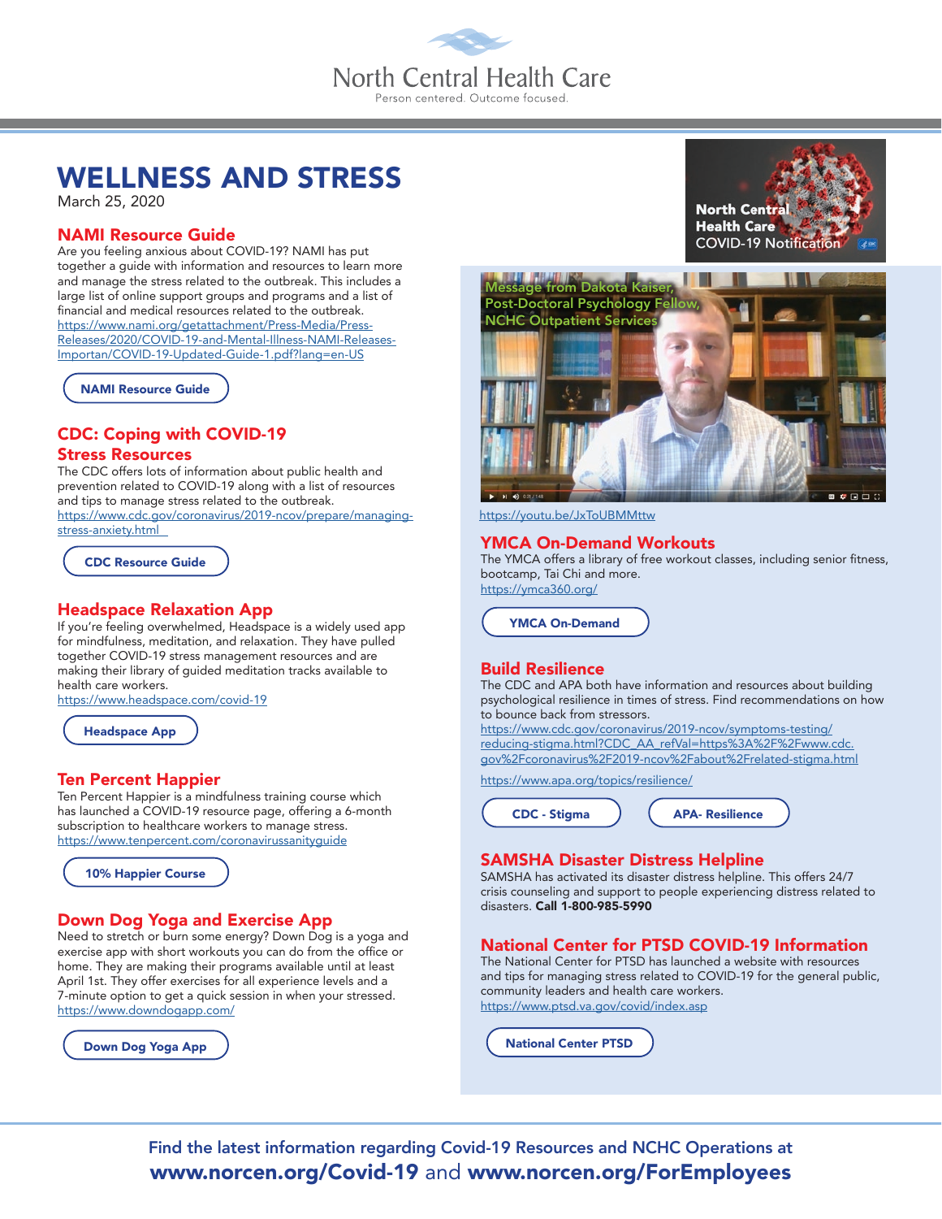North Central Health Care

Person centered. Outcome focused.

# WELLNESS AND STRESS

March 25, 2020

## NAMI Resource Guide

Are you feeling anxious about COVID-19? NAMI has put together a guide with information and resources to learn more and manage the stress related to the outbreak. This includes a large list of online support groups and programs and a list of financial and medical resources related to the outbreak.
https://www.nami.org/getattachment/Press-Media/Press-Releases/2020/COVID-19-and-Mental-Illness-NAMI-Releases-Importan/COVID-19-Updated-Guide-1.pdf?lang=en-US

NAMI Resource Guide

## CDC: Coping with COVID-19 Stress Resources

The CDC offers lots of information about public health and prevention related to COVID-19 along with a list of resources and tips to manage stress related to the outbreak.
https://www.cdc.gov/coronavirus/2019-ncov/prepare/managing-stress-anxiety.html

CDC Resource Guide

## Headspace Relaxation App

If you're feeling overwhelmed, Headspace is a widely used app for mindfulness, meditation, and relaxation. They have pulled together COVID-19 stress management resources and are making their library of guided meditation tracks available to health care workers.
https://www.headspace.com/covid-19

Headspace App

## Ten Percent Happier

Ten Percent Happier is a mindfulness training course which has launched a COVID-19 resource page, offering a 6-month subscription to healthcare workers to manage stress.
https://www.tenpercent.com/coronavirussanityguide

10% Happier Course

## Down Dog Yoga and Exercise App

Need to stretch or burn some energy? Down Dog is a yoga and exercise app with short workouts you can do from the office or home. They are making their programs available until at least April 1st. They offer exercises for all experience levels and a 7-minute option to get a quick session in when your stressed.
https://www.downdogapp.com/

Down Dog Yoga App

North Central Health Care COVID-19 Notification

Message from Dakota Kaiser, Post-Doctoral Psychology Fellow, NCHC Outpatient Services

https://youtu.be/JxToUBMMttw

## YMCA On-Demand Workouts

The YMCA offers a library of free workout classes, including senior fitness, bootcamp, Tai Chi and more.
https://ymca360.org/

YMCA On-Demand

## Build Resilience

The CDC and APA both have information and resources about building psychological resilience in times of stress. Find recommendations on how to bounce back from stressors.
https://www.cdc.gov/coronavirus/2019-ncov/symptoms-testing/reducing-stigma.html?CDC_AA_refVal=https%3A%2F%2Fwww.cdc.gov%2Fcoronavirus%2F2019-ncov%2Fabout%2Frelated-stigma.html

https://www.apa.org/topics/resilience/

CDC - Stigma | APA- Resilience

## SAMSHA Disaster Distress Helpline

SAMSHA has activated its disaster distress helpline. This offers 24/7 crisis counseling and support to people experiencing distress related to disasters. **Call 1-800-985-5990**

## National Center for PTSD COVID-19 Information

The National Center for PTSD has launched a website with resources and tips for managing stress related to COVID-19 for the general public, community leaders and health care workers.
https://www.ptsd.va.gov/covid/index.asp

National Center PTSD

Find the latest information regarding Covid-19 Resources and NCHC Operations at **www.norcen.org/Covid-19** and **www.norcen.org/ForEmployees**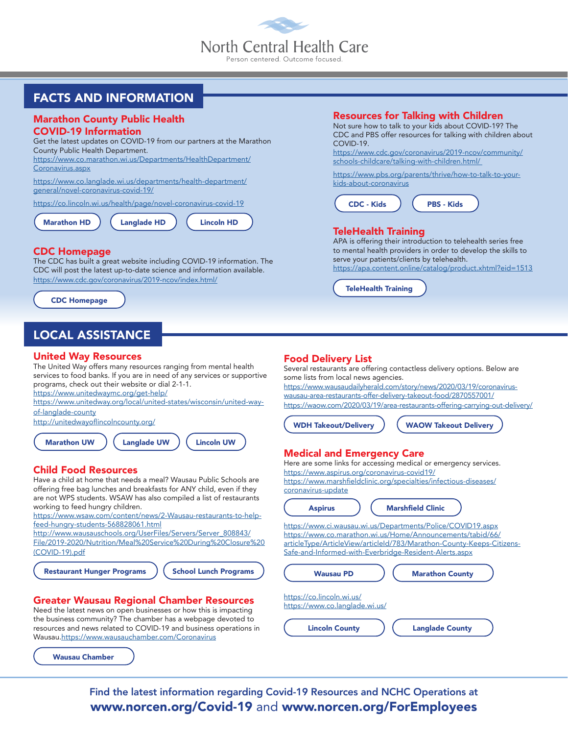North Central Health Care

Person centered. Outcome focused.

## FACTS AND INFORMATION

### Marathon County Public Health COVID-19 Information

Get the latest updates on COVID-19 from our partners at the Marathon County Public Health Department.

https://www.co.marathon.wi.us/Departments/HealthDepartment/Coronavirus.aspx

https://www.co.langlade.wi.us/departments/health-department/general/novel-coronavirus-covid-19/

https://co.lincoln.wi.us/health/page/novel-coronavirus-covid-19

Marathon HD | Langlade HD | Lincoln HD

### CDC Homepage

The CDC has built a great website including COVID-19 information. The CDC will post the latest up-to-date science and information available.

https://www.cdc.gov/coronavirus/2019-ncov/index.html/

CDC Homepage

### Resources for Talking with Children

Not sure how to talk to your kids about COVID-19? The CDC and PBS offer resources for talking with children about COVID-19.

https://www.cdc.gov/coronavirus/2019-ncov/community/schools-childcare/talking-with-children.html/

https://www.pbs.org/parents/thrive/how-to-talk-to-your-kids-about-coronavirus

CDC - Kids | PBS - Kids

### TeleHealth Training

APA is offering their introduction to telehealth series free to mental health providers in order to develop the skills to serve your patients/clients by telehealth.

https://apa.content.online/catalog/product.xhtml?eid=1513

TeleHealth Training

## LOCAL ASSISTANCE

### United Way Resources

The United Way offers many resources ranging from mental health services to food banks. If you are in need of any services or supportive programs, check out their website or dial 2-1-1.

https://www.unitedwaymc.org/get-help/

https://www.unitedway.org/local/united-states/wisconsin/united-way-of-langlade-county

http://unitedwayoflincolncounty.org/

Marathon UW | Langlade UW | Lincoln UW

### Child Food Resources

Have a child at home that needs a meal? Wausau Public Schools are offering free bag lunches and breakfasts for ANY child, even if they are not WPS students. WSAW has also compiled a list of restaurants working to feed hungry children.

https://www.wsaw.com/content/news/2-Wausau-restaurants-to-help-feed-hungry-students-568828061.html

http://www.wausauschools.org/UserFiles/Servers/Server_808843/File/2019-2020/Nutrition/Meal%20Service%20During%20Closure%20(COVID-19).pdf

Restaurant Hunger Programs | School Lunch Programs

### Greater Wausau Regional Chamber Resources

Need the latest news on open businesses or how this is impacting the business community? The chamber has a webpage devoted to resources and news related to COVID-19 and business operations in Wausau. https://www.wausauchamber.com/Coronavirus

Wausau Chamber

### Food Delivery List

Several restaurants are offering contactless delivery options. Below are some lists from local news agencies.

https://www.wausaudailyherald.com/story/news/2020/03/19/coronavirus-wausau-area-restaurants-offer-delivery-takeout-food/2870557001/

https://waow.com/2020/03/19/area-restaurants-offering-carrying-out-delivery/

WDH Takeout/Delivery | WAOW Takeout Delivery

### Medical and Emergency Care

Here are some links for accessing medical or emergency services.

https://www.aspirus.org/coronavirus-covid19/

https://www.marshfieldclinic.org/specialties/infectious-diseases/coronavirus-update

Aspirus | Marshfield Clinic

https://www.ci.wausau.wi.us/Departments/Police/COVID19.aspx

https://www.co.marathon.wi.us/Home/Announcements/tabid/66/articleType/ArticleView/articleId/783/Marathon-County-Keeps-Citizens-Safe-and-Informed-with-Everbridge-Resident-Alerts.aspx

Wausau PD | Marathon County

https://co.lincoln.wi.us/

https://www.co.langlade.wi.us/

Lincoln County | Langlade County

Find the latest information regarding Covid-19 Resources and NCHC Operations at **www.norcen.org/Covid-19** and **www.norcen.org/ForEmployees**